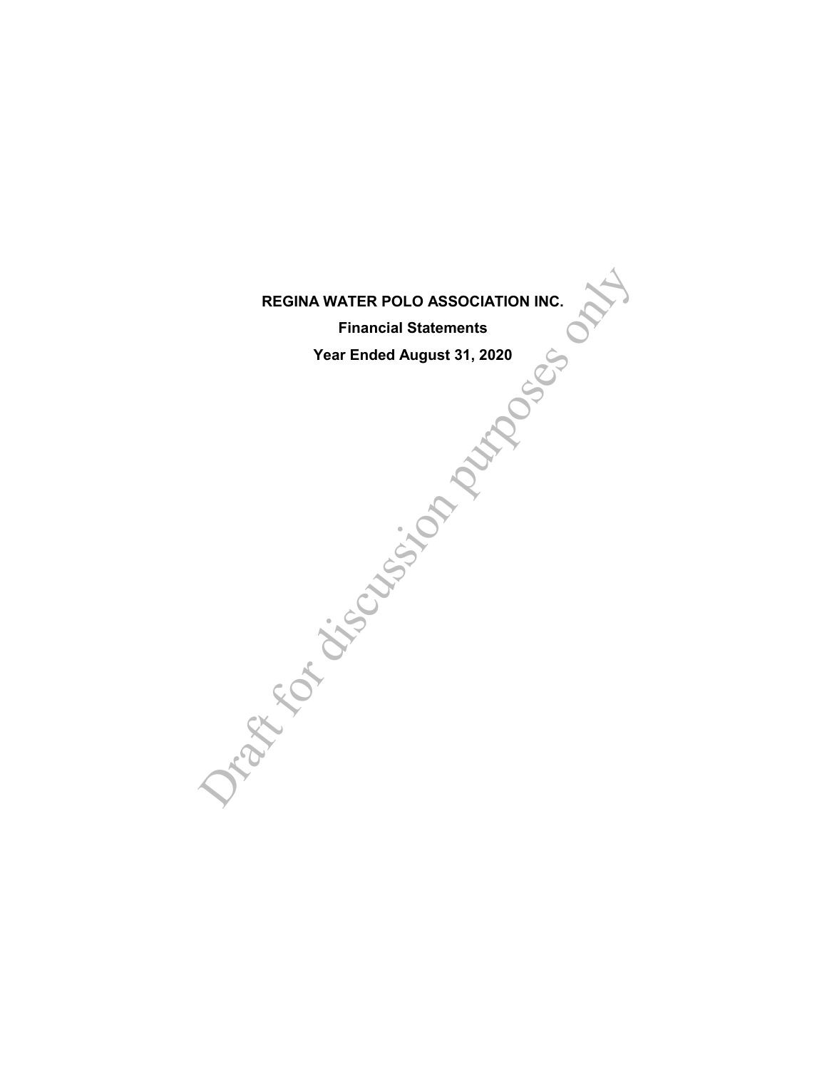# REGINA WATER POLO ASSOCIATION INC.

## Financial Statements

## Year Ended August 31, 2020

Draft for discussion purposes only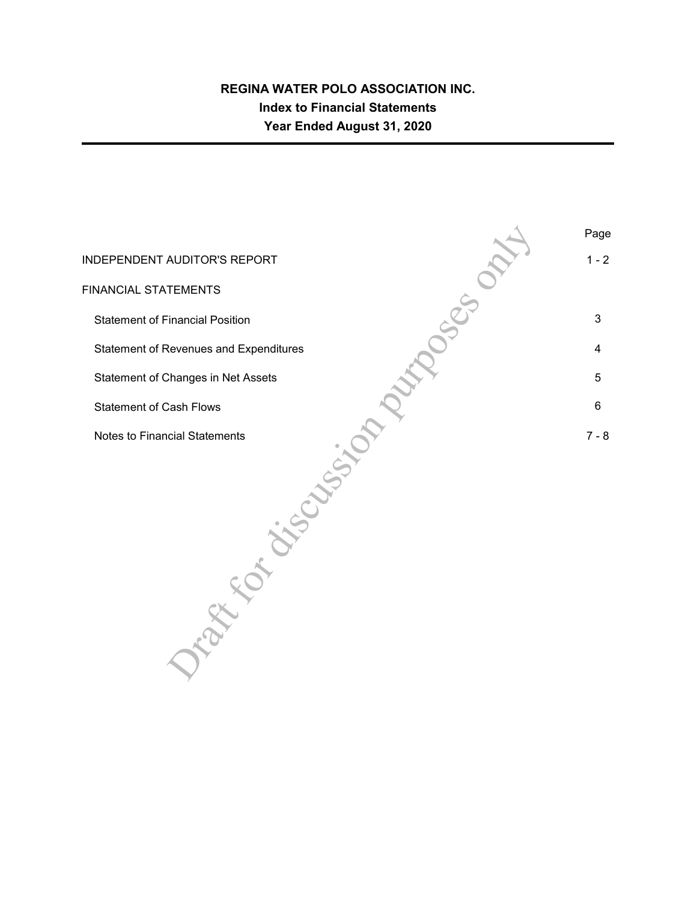# REGINA WATER POLO ASSOCIATION INC.

## Index to Financial Statements

## Year Ended August 31, 2020

| | Page |
|---|---|
| INDEPENDENT AUDITOR'S REPORT | 1 - 2 |
| FINANCIAL STATEMENTS | |
| Statement of Financial Position | 3 |
| Statement of Revenues and Expenditures | 4 |
| Statement of Changes in Net Assets | 5 |
| Statement of Cash Flows | 6 |
| Notes to Financial Statements | 7 - 8 |

Draft for discussion purposes only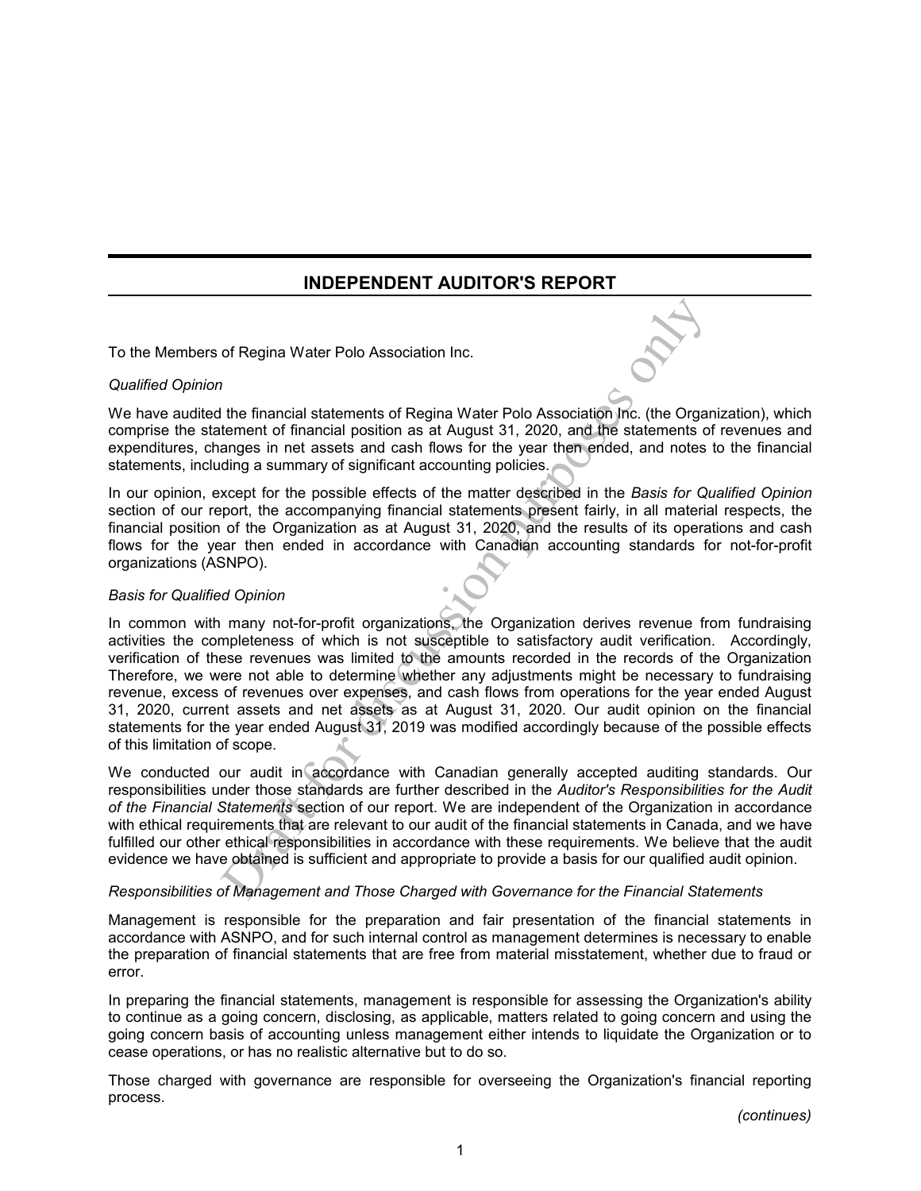## INDEPENDENT AUDITOR'S REPORT

To the Members of Regina Water Polo Association Inc.

*Qualified Opinion*

We have audited the financial statements of Regina Water Polo Association Inc. (the Organization), which comprise the statement of financial position as at August 31, 2020, and the statements of revenues and expenditures, changes in net assets and cash flows for the year then ended, and notes to the financial statements, including a summary of significant accounting policies.

In our opinion, except for the possible effects of the matter described in the *Basis for Qualified Opinion* section of our report, the accompanying financial statements present fairly, in all material respects, the financial position of the Organization as at August 31, 2020, and the results of its operations and cash flows for the year then ended in accordance with Canadian accounting standards for not-for-profit organizations (ASNPO).

*Basis for Qualified Opinion*

In common with many not-for-profit organizations, the Organization derives revenue from fundraising activities the completeness of which is not susceptible to satisfactory audit verification. Accordingly, verification of these revenues was limited to the amounts recorded in the records of the Organization Therefore, we were not able to determine whether any adjustments might be necessary to fundraising revenue, excess of revenues over expenses, and cash flows from operations for the year ended August 31, 2020, current assets and net assets as at August 31, 2020. Our audit opinion on the financial statements for the year ended August 31, 2019 was modified accordingly because of the possible effects of this limitation of scope.

We conducted our audit in accordance with Canadian generally accepted auditing standards. Our responsibilities under those standards are further described in the *Auditor's Responsibilities for the Audit of the Financial Statements* section of our report. We are independent of the Organization in accordance with ethical requirements that are relevant to our audit of the financial statements in Canada, and we have fulfilled our other ethical responsibilities in accordance with these requirements. We believe that the audit evidence we have obtained is sufficient and appropriate to provide a basis for our qualified audit opinion.

*Responsibilities of Management and Those Charged with Governance for the Financial Statements*

Management is responsible for the preparation and fair presentation of the financial statements in accordance with ASNPO, and for such internal control as management determines is necessary to enable the preparation of financial statements that are free from material misstatement, whether due to fraud or error.

In preparing the financial statements, management is responsible for assessing the Organization's ability to continue as a going concern, disclosing, as applicable, matters related to going concern and using the going concern basis of accounting unless management either intends to liquidate the Organization or to cease operations, or has no realistic alternative but to do so.

Those charged with governance are responsible for overseeing the Organization's financial reporting process.

*(continues)*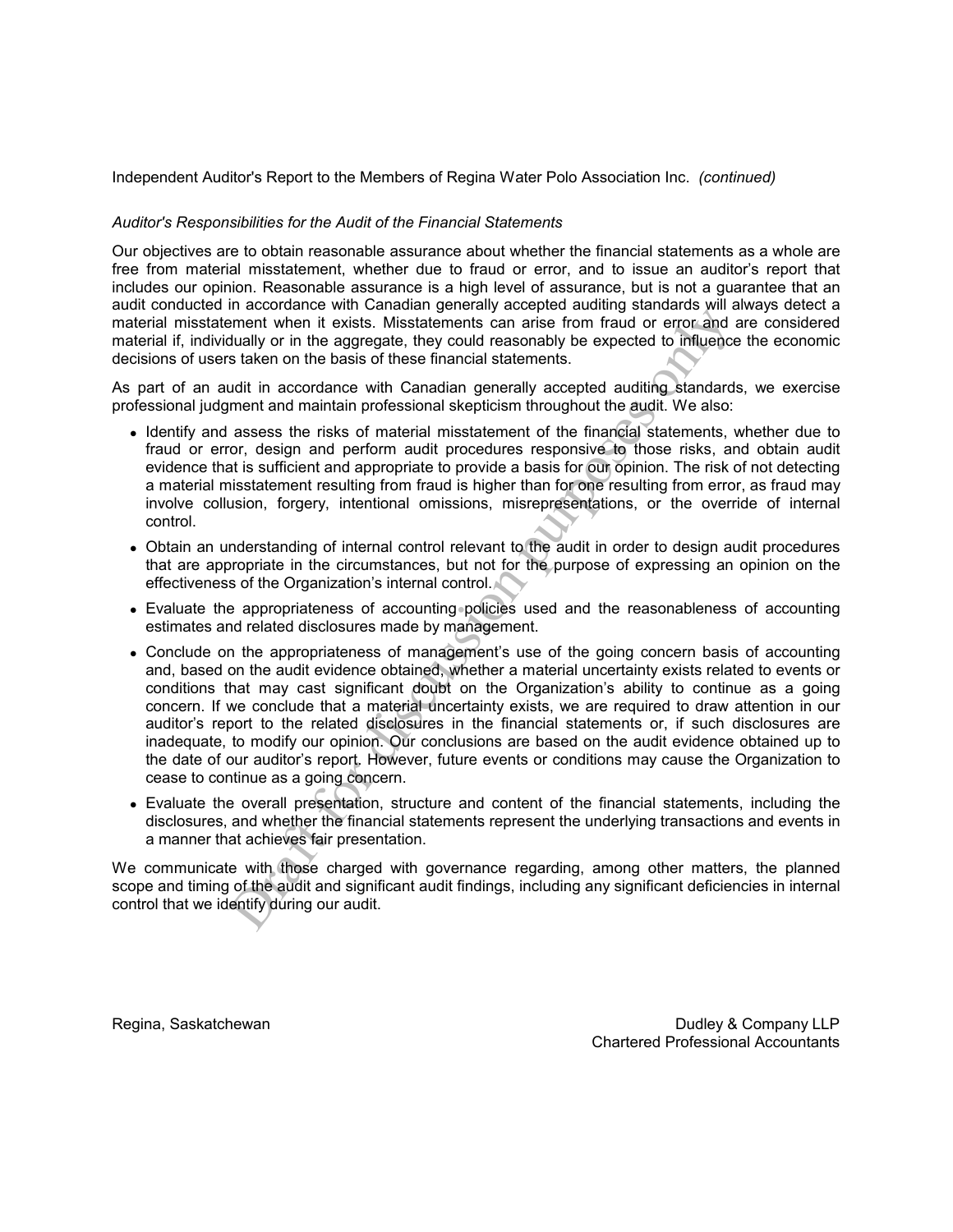Independent Auditor's Report to the Members of Regina Water Polo Association Inc. *(continued)*

*Auditor's Responsibilities for the Audit of the Financial Statements*

Our objectives are to obtain reasonable assurance about whether the financial statements as a whole are free from material misstatement, whether due to fraud or error, and to issue an auditor's report that includes our opinion. Reasonable assurance is a high level of assurance, but is not a guarantee that an audit conducted in accordance with Canadian generally accepted auditing standards will always detect a material misstatement when it exists. Misstatements can arise from fraud or error and are considered material if, individually or in the aggregate, they could reasonably be expected to influence the economic decisions of users taken on the basis of these financial statements.

As part of an audit in accordance with Canadian generally accepted auditing standards, we exercise professional judgment and maintain professional skepticism throughout the audit. We also:

- Identify and assess the risks of material misstatement of the financial statements, whether due to fraud or error, design and perform audit procedures responsive to those risks, and obtain audit evidence that is sufficient and appropriate to provide a basis for our opinion. The risk of not detecting a material misstatement resulting from fraud is higher than for one resulting from error, as fraud may involve collusion, forgery, intentional omissions, misrepresentations, or the override of internal control.
- Obtain an understanding of internal control relevant to the audit in order to design audit procedures that are appropriate in the circumstances, but not for the purpose of expressing an opinion on the effectiveness of the Organization's internal control.
- Evaluate the appropriateness of accounting policies used and the reasonableness of accounting estimates and related disclosures made by management.
- Conclude on the appropriateness of management's use of the going concern basis of accounting and, based on the audit evidence obtained, whether a material uncertainty exists related to events or conditions that may cast significant doubt on the Organization's ability to continue as a going concern. If we conclude that a material uncertainty exists, we are required to draw attention in our auditor's report to the related disclosures in the financial statements or, if such disclosures are inadequate, to modify our opinion. Our conclusions are based on the audit evidence obtained up to the date of our auditor's report. However, future events or conditions may cause the Organization to cease to continue as a going concern.
- Evaluate the overall presentation, structure and content of the financial statements, including the disclosures, and whether the financial statements represent the underlying transactions and events in a manner that achieves fair presentation.

We communicate with those charged with governance regarding, among other matters, the planned scope and timing of the audit and significant audit findings, including any significant deficiencies in internal control that we identify during our audit.

Regina, Saskatchewan

Dudley & Company LLP
Chartered Professional Accountants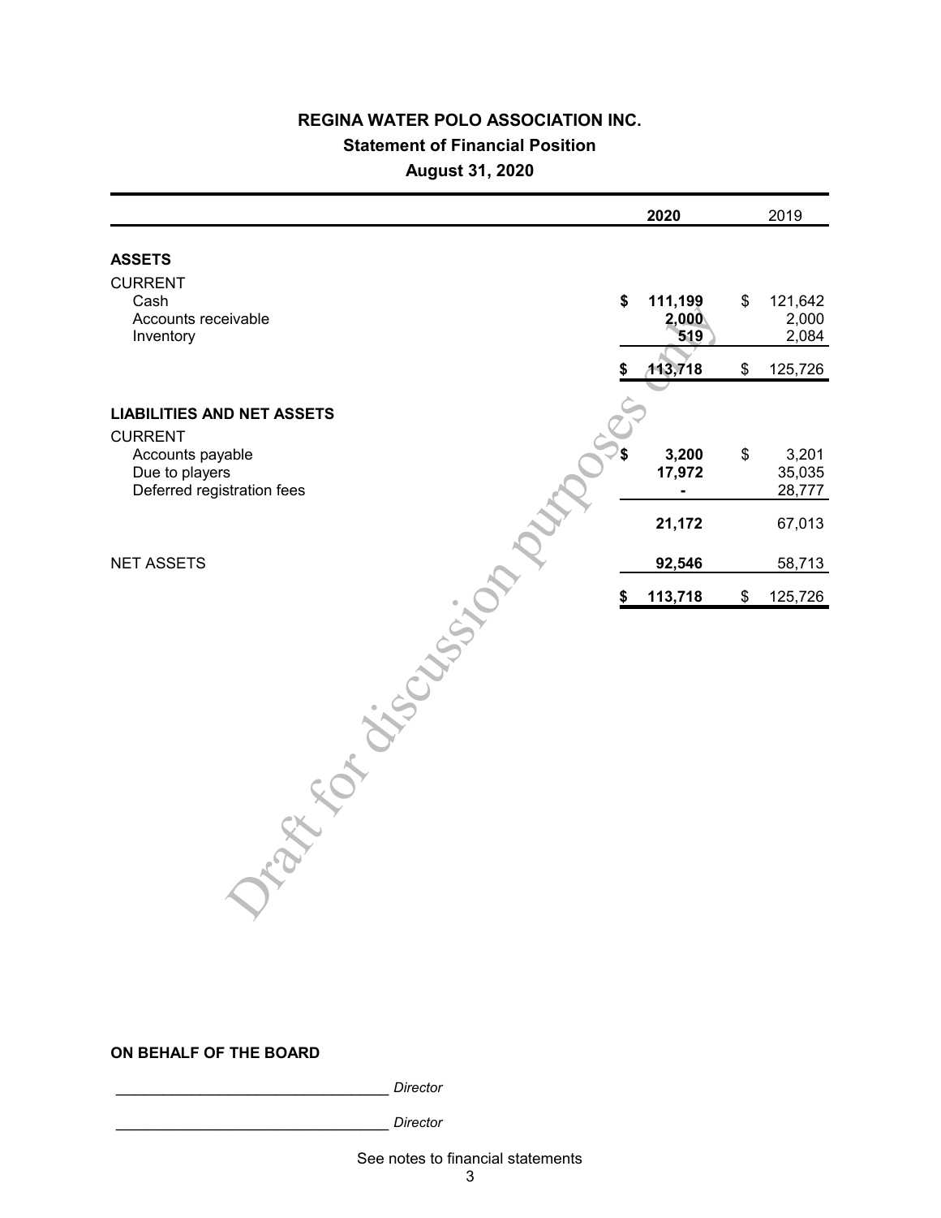# REGINA WATER POLO ASSOCIATION INC.

## Statement of Financial Position

### August 31, 2020

| | 2020 | 2019 |
|---|---|---|
| **ASSETS** | | |
| CURRENT | | |
| Cash | $ 111,199 | $ 121,642 |
| Accounts receivable | 2,000 | 2,000 |
| Inventory | 519 | 2,084 |
| | $ 113,718 | $ 125,726 |
| **LIABILITIES AND NET ASSETS** | | |
| CURRENT | | |
| Accounts payable | $ 3,200 | $ 3,201 |
| Due to players | 17,972 | 35,035 |
| Deferred registration fees | - | 28,777 |
| | 21,172 | 67,013 |
| NET ASSETS | 92,546 | 58,713 |
| | $ 113,718 | $ 125,726 |

Draft for discussion purposes only

**ON BEHALF OF THE BOARD**

_________________________________ *Director*

_________________________________ *Director*

See notes to financial statements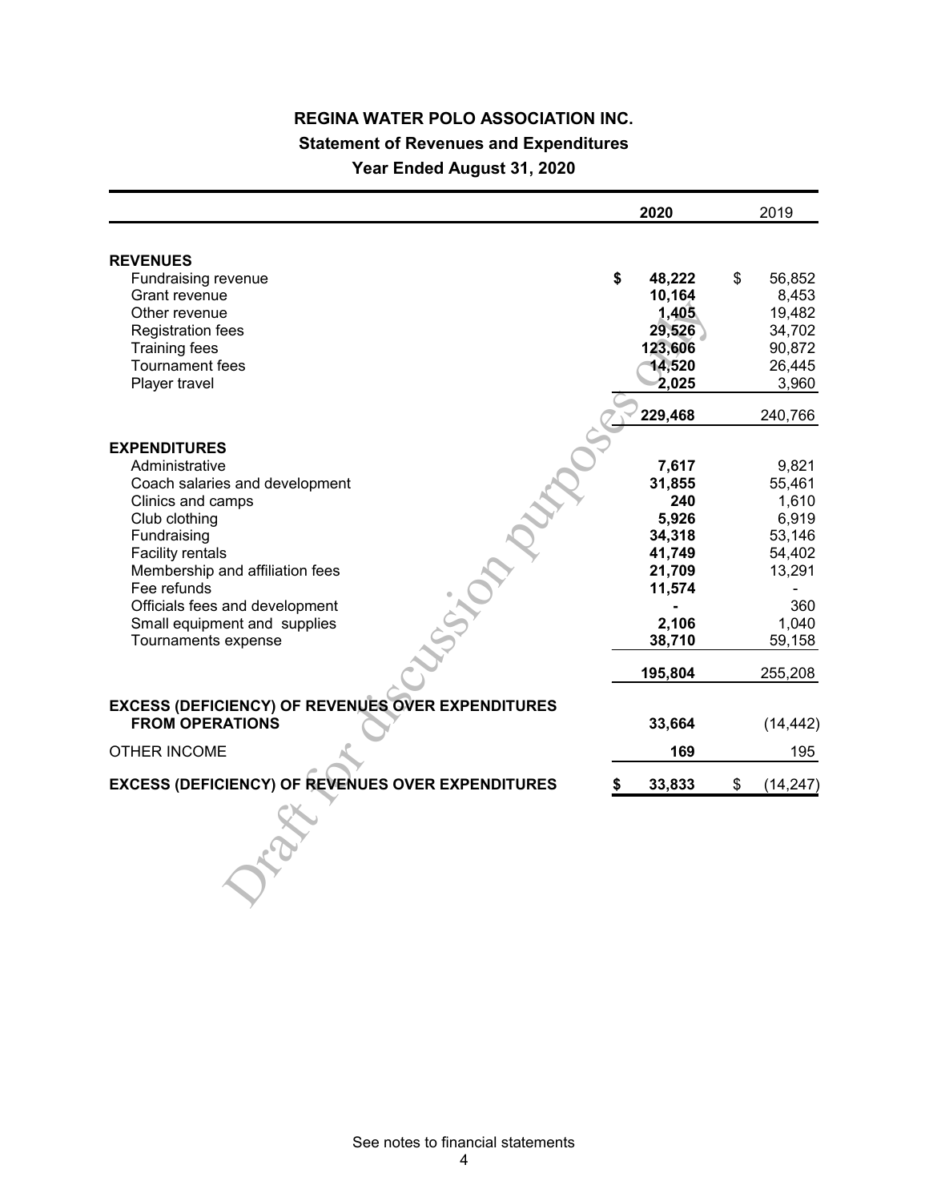# REGINA WATER POLO ASSOCIATION INC.

## Statement of Revenues and Expenditures

### Year Ended August 31, 2020

| | 2020 | 2019 |
|---|---|---|
| **REVENUES** | | |
| Fundraising revenue | **$ 48,222** | $ 56,852 |
| Grant revenue | **10,164** | 8,453 |
| Other revenue | **1,405** | 19,482 |
| Registration fees | **29,526** | 34,702 |
| Training fees | **123,606** | 90,872 |
| Tournament fees | **14,520** | 26,445 |
| Player travel | **2,025** | 3,960 |
| | **229,468** | 240,766 |
| **EXPENDITURES** | | |
| Administrative | **7,617** | 9,821 |
| Coach salaries and development | **31,855** | 55,461 |
| Clinics and camps | **240** | 1,610 |
| Club clothing | **5,926** | 6,919 |
| Fundraising | **34,318** | 53,146 |
| Facility rentals | **41,749** | 54,402 |
| Membership and affiliation fees | **21,709** | 13,291 |
| Fee refunds | **11,574** | - |
| Officials fees and development | **-** | 360 |
| Small equipment and supplies | **2,106** | 1,040 |
| Tournaments expense | **38,710** | 59,158 |
| | **195,804** | 255,208 |
| **EXCESS (DEFICIENCY) OF REVENUES OVER EXPENDITURES FROM OPERATIONS** | **33,664** | (14,442) |
| OTHER INCOME | **169** | 195 |
| **EXCESS (DEFICIENCY) OF REVENUES OVER EXPENDITURES** | **$ 33,833** | $ (14,247) |

See notes to financial statements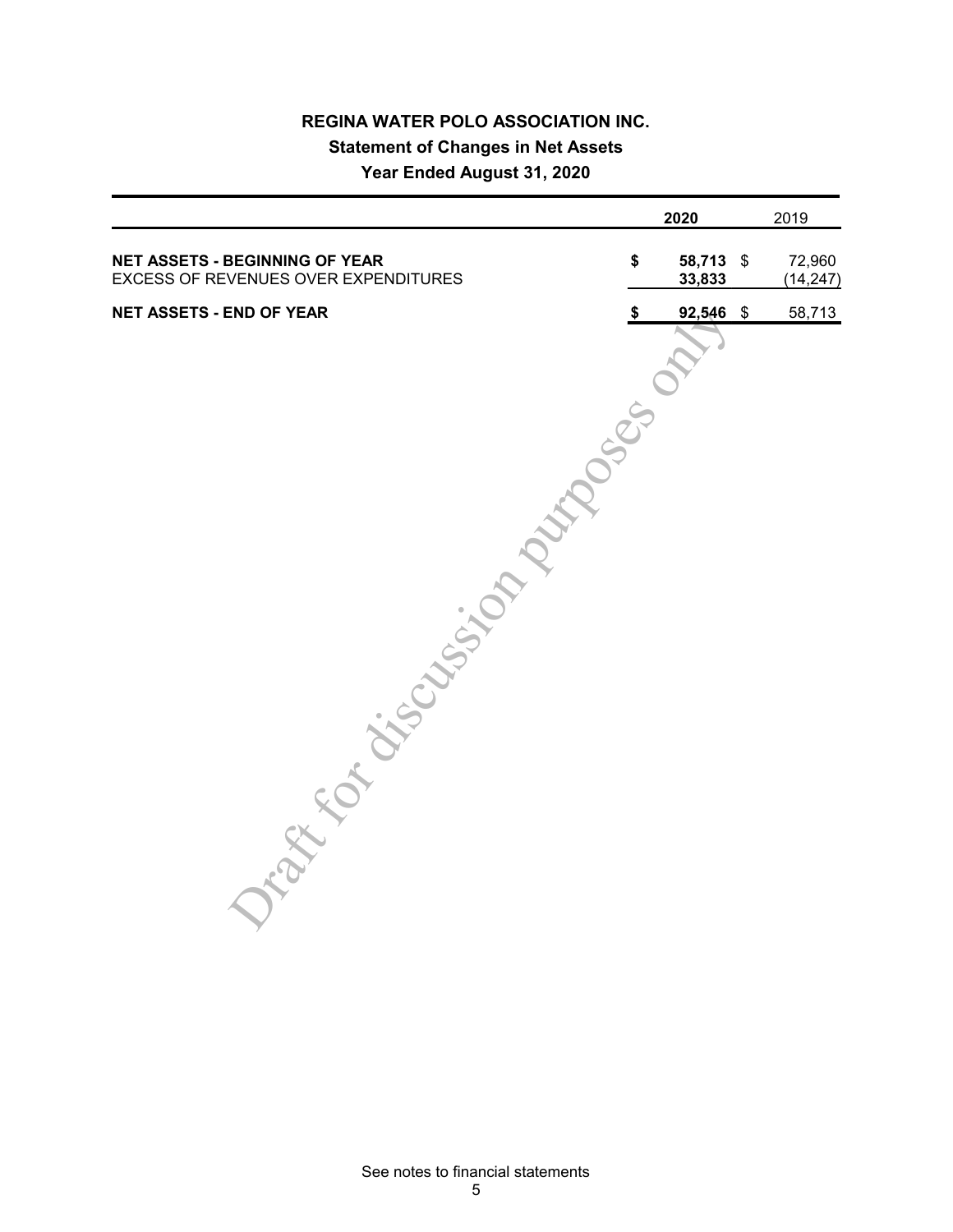# REGINA WATER POLO ASSOCIATION INC.

## Statement of Changes in Net Assets

### Year Ended August 31, 2020

| | 2020 | 2019 |
|---|---|---|
| **NET ASSETS - BEGINNING OF YEAR** | **$ 58,713** | $ 72,960 |
| EXCESS OF REVENUES OVER EXPENDITURES | **33,833** | (14,247) |
| **NET ASSETS - END OF YEAR** | **$ 92,546** | $ 58,713 |

Draft for discussion purposes only

See notes to financial statements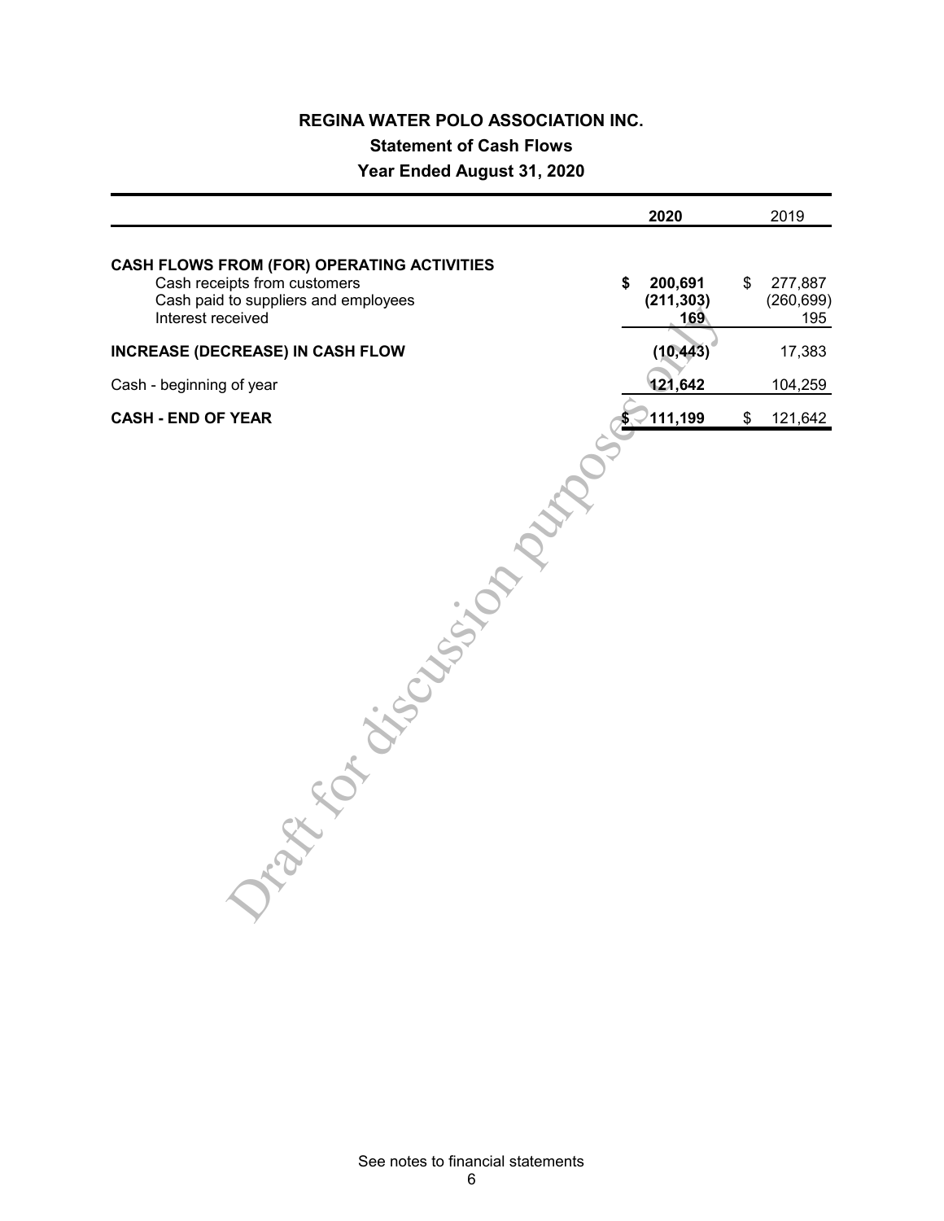# REGINA WATER POLO ASSOCIATION INC.

## Statement of Cash Flows

### Year Ended August 31, 2020

| | 2020 | 2019 |
|---|---|---|
| **CASH FLOWS FROM (FOR) OPERATING ACTIVITIES** | | |
| Cash receipts from customers | **$ 200,691** | $ 277,887 |
| Cash paid to suppliers and employees | **(211,303)** | (260,699) |
| Interest received | **169** | 195 |
| **INCREASE (DECREASE) IN CASH FLOW** | **(10,443)** | 17,383 |
| Cash - beginning of year | **121,642** | 104,259 |
| **CASH - END OF YEAR** | **$ 111,199** | $ 121,642 |

Draft for discussion purposes only

See notes to financial statements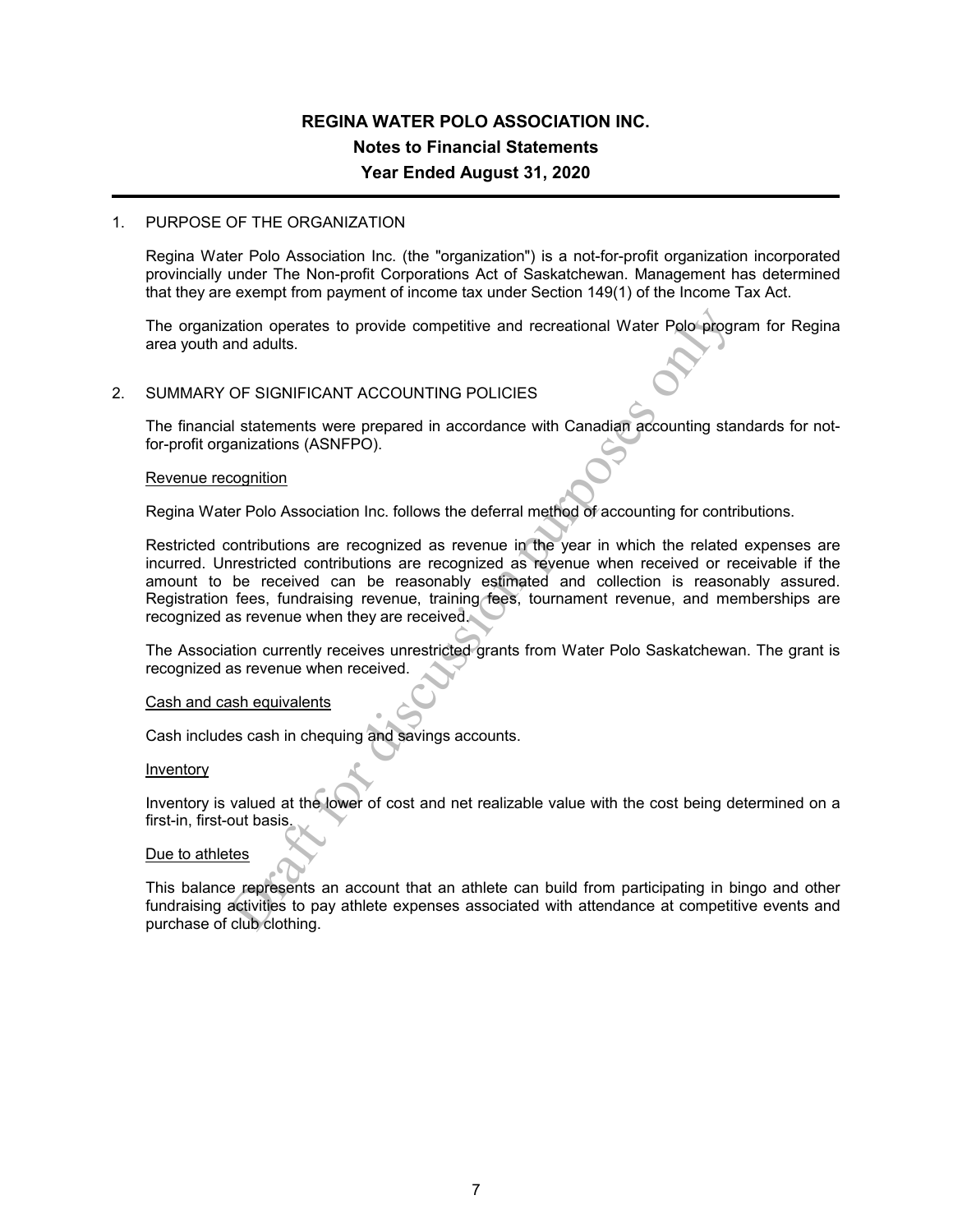# REGINA WATER POLO ASSOCIATION INC.

## Notes to Financial Statements

## Year Ended August 31, 2020

1. PURPOSE OF THE ORGANIZATION

   Regina Water Polo Association Inc. (the "organization") is a not-for-profit organization incorporated provincially under The Non-profit Corporations Act of Saskatchewan. Management has determined that they are exempt from payment of income tax under Section 149(1) of the Income Tax Act.

   The organization operates to provide competitive and recreational Water Polo program for Regina area youth and adults.

2. SUMMARY OF SIGNIFICANT ACCOUNTING POLICIES

   The financial statements were prepared in accordance with Canadian accounting standards for not-for-profit organizations (ASNFPO).

   Revenue recognition

   Regina Water Polo Association Inc. follows the deferral method of accounting for contributions.

   Restricted contributions are recognized as revenue in the year in which the related expenses are incurred. Unrestricted contributions are recognized as revenue when received or receivable if the amount to be received can be reasonably estimated and collection is reasonably assured. Registration fees, fundraising revenue, training fees, tournament revenue, and memberships are recognized as revenue when they are received.

   The Association currently receives unrestricted grants from Water Polo Saskatchewan. The grant is recognized as revenue when received.

   Cash and cash equivalents

   Cash includes cash in chequing and savings accounts.

   Inventory

   Inventory is valued at the lower of cost and net realizable value with the cost being determined on a first-in, first-out basis.

   Due to athletes

   This balance represents an account that an athlete can build from participating in bingo and other fundraising activities to pay athlete expenses associated with attendance at competitive events and purchase of club clothing.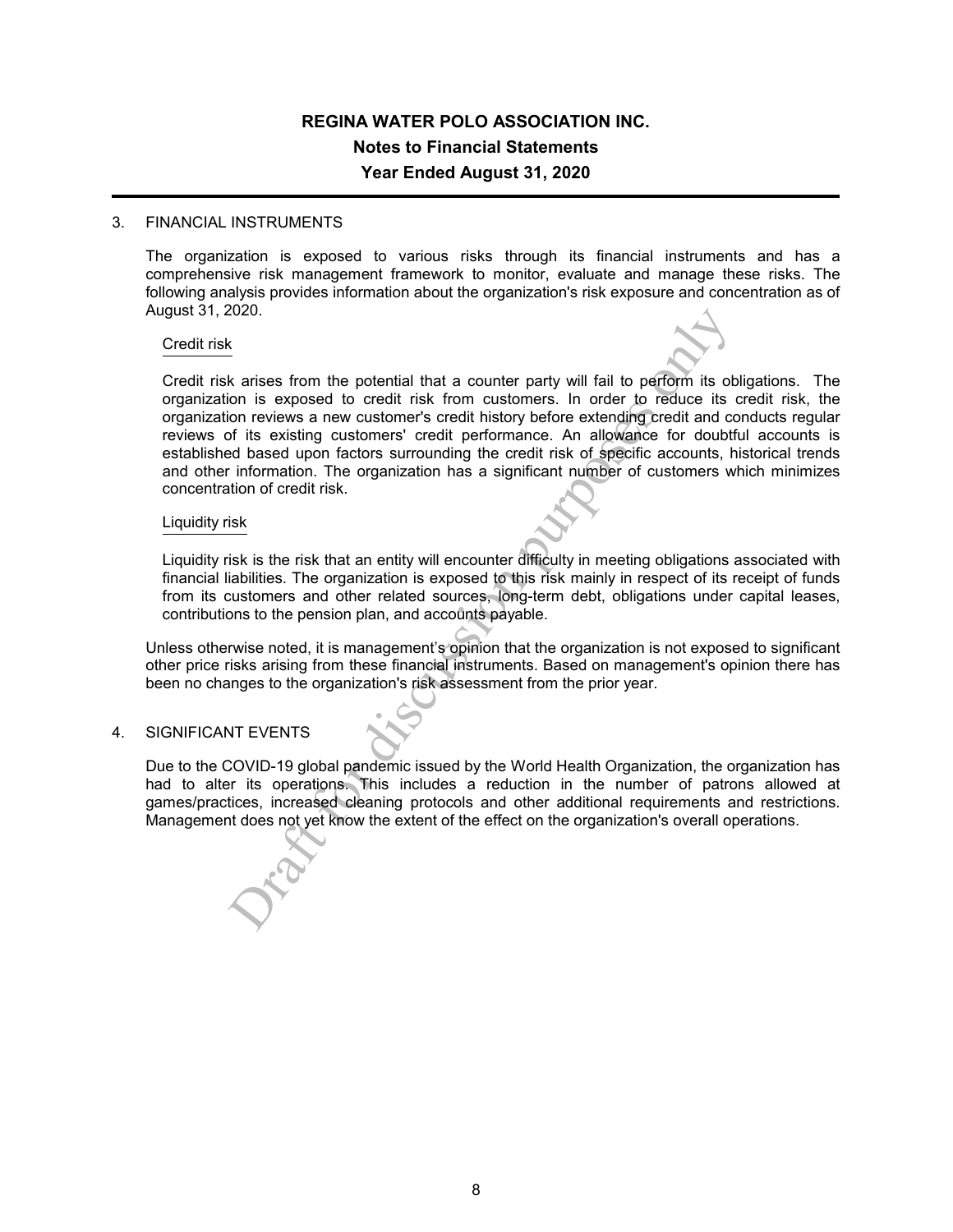# REGINA WATER POLO ASSOCIATION INC.

## Notes to Financial Statements

## Year Ended August 31, 2020

3. FINANCIAL INSTRUMENTS

The organization is exposed to various risks through its financial instruments and has a comprehensive risk management framework to monitor, evaluate and manage these risks. The following analysis provides information about the organization's risk exposure and concentration as of August 31, 2020.

Credit risk

Credit risk arises from the potential that a counter party will fail to perform its obligations. The organization is exposed to credit risk from customers. In order to reduce its credit risk, the organization reviews a new customer's credit history before extending credit and conducts regular reviews of its existing customers' credit performance. An allowance for doubtful accounts is established based upon factors surrounding the credit risk of specific accounts, historical trends and other information. The organization has a significant number of customers which minimizes concentration of credit risk.

Liquidity risk

Liquidity risk is the risk that an entity will encounter difficulty in meeting obligations associated with financial liabilities. The organization is exposed to this risk mainly in respect of its receipt of funds from its customers and other related sources, long-term debt, obligations under capital leases, contributions to the pension plan, and accounts payable.

Unless otherwise noted, it is management's opinion that the organization is not exposed to significant other price risks arising from these financial instruments. Based on management's opinion there has been no changes to the organization's risk assessment from the prior year.

4. SIGNIFICANT EVENTS

Due to the COVID-19 global pandemic issued by the World Health Organization, the organization has had to alter its operations. This includes a reduction in the number of patrons allowed at games/practices, increased cleaning protocols and other additional requirements and restrictions. Management does not yet know the extent of the effect on the organization's overall operations.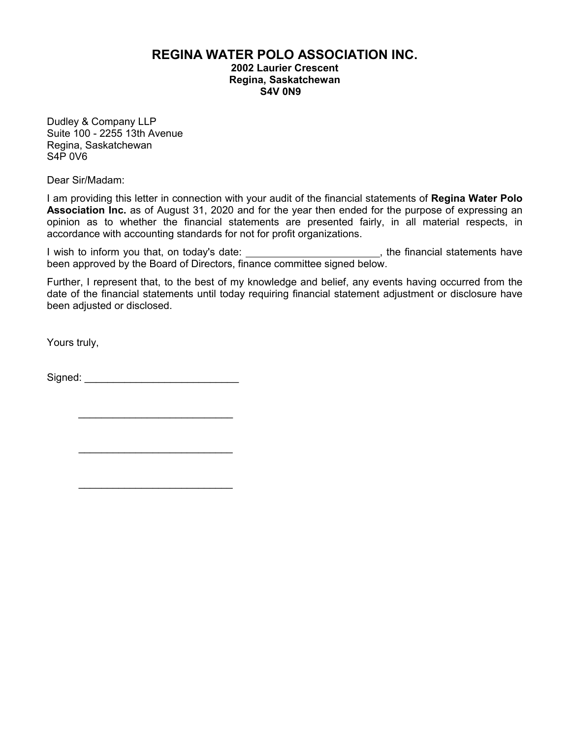# REGINA WATER POLO ASSOCIATION INC.

**2002 Laurier Crescent**
**Regina, Saskatchewan**
**S4V 0N9**

Dudley & Company LLP
Suite 100 - 2255 13th Avenue
Regina, Saskatchewan
S4P 0V6

Dear Sir/Madam:

I am providing this letter in connection with your audit of the financial statements of **Regina Water Polo Association Inc.** as of August 31, 2020 and for the year then ended for the purpose of expressing an opinion as to whether the financial statements are presented fairly, in all material respects, in accordance with accounting standards for not for profit organizations.

I wish to inform you that, on today's date: ________________________, the financial statements have been approved by the Board of Directors, finance committee signed below.

Further, I represent that, to the best of my knowledge and belief, any events having occurred from the date of the financial statements until today requiring financial statement adjustment or disclosure have been adjusted or disclosed.

Yours truly,

Signed: ____________________________

____________________________

____________________________

____________________________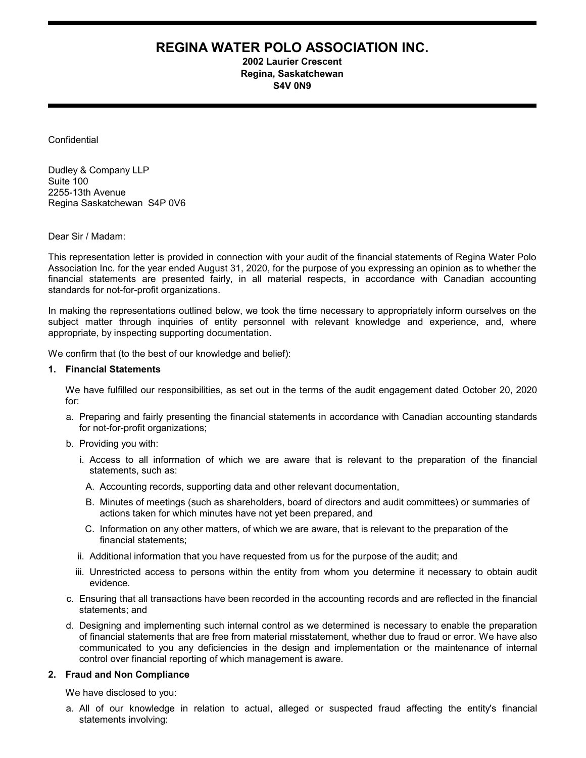# REGINA WATER POLO ASSOCIATION INC.

**2002 Laurier Crescent**
**Regina, Saskatchewan**
**S4V 0N9**

Confidential

Dudley & Company LLP
Suite 100
2255-13th Avenue
Regina Saskatchewan S4P 0V6

Dear Sir / Madam:

This representation letter is provided in connection with your audit of the financial statements of Regina Water Polo Association Inc. for the year ended August 31, 2020, for the purpose of you expressing an opinion as to whether the financial statements are presented fairly, in all material respects, in accordance with Canadian accounting standards for not-for-profit organizations.

In making the representations outlined below, we took the time necessary to appropriately inform ourselves on the subject matter through inquiries of entity personnel with relevant knowledge and experience, and, where appropriate, by inspecting supporting documentation.

We confirm that (to the best of our knowledge and belief):

**1. Financial Statements**

We have fulfilled our responsibilities, as set out in the terms of the audit engagement dated October 20, 2020 for:

a. Preparing and fairly presenting the financial statements in accordance with Canadian accounting standards for not-for-profit organizations;

b. Providing you with:

   i. Access to all information of which we are aware that is relevant to the preparation of the financial statements, such as:

      A. Accounting records, supporting data and other relevant documentation,

      B. Minutes of meetings (such as shareholders, board of directors and audit committees) or summaries of actions taken for which minutes have not yet been prepared, and

      C. Information on any other matters, of which we are aware, that is relevant to the preparation of the financial statements;

   ii. Additional information that you have requested from us for the purpose of the audit; and

   iii. Unrestricted access to persons within the entity from whom you determine it necessary to obtain audit evidence.

c. Ensuring that all transactions have been recorded in the accounting records and are reflected in the financial statements; and

d. Designing and implementing such internal control as we determined is necessary to enable the preparation of financial statements that are free from material misstatement, whether due to fraud or error. We have also communicated to you any deficiencies in the design and implementation or the maintenance of internal control over financial reporting of which management is aware.

**2. Fraud and Non Compliance**

We have disclosed to you:

a. All of our knowledge in relation to actual, alleged or suspected fraud affecting the entity's financial statements involving: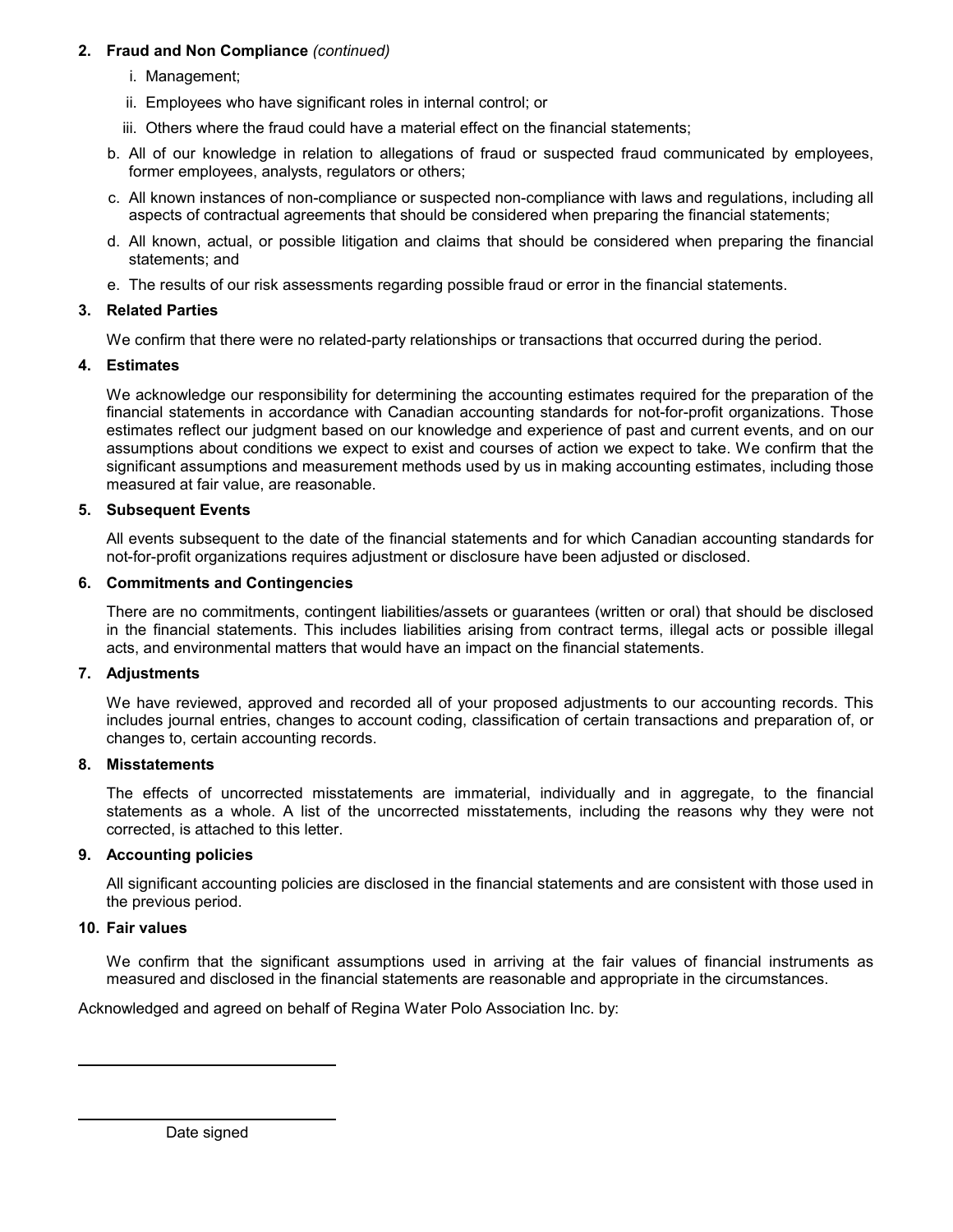**2. Fraud and Non Compliance** *(continued)*

   i. Management;

   ii. Employees who have significant roles in internal control; or

   iii. Others where the fraud could have a material effect on the financial statements;

b. All of our knowledge in relation to allegations of fraud or suspected fraud communicated by employees, former employees, analysts, regulators or others;

c. All known instances of non-compliance or suspected non-compliance with laws and regulations, including all aspects of contractual agreements that should be considered when preparing the financial statements;

d. All known, actual, or possible litigation and claims that should be considered when preparing the financial statements; and

e. The results of our risk assessments regarding possible fraud or error in the financial statements.

**3. Related Parties**

We confirm that there were no related-party relationships or transactions that occurred during the period.

**4. Estimates**

We acknowledge our responsibility for determining the accounting estimates required for the preparation of the financial statements in accordance with Canadian accounting standards for not-for-profit organizations. Those estimates reflect our judgment based on our knowledge and experience of past and current events, and on our assumptions about conditions we expect to exist and courses of action we expect to take. We confirm that the significant assumptions and measurement methods used by us in making accounting estimates, including those measured at fair value, are reasonable.

**5. Subsequent Events**

All events subsequent to the date of the financial statements and for which Canadian accounting standards for not-for-profit organizations requires adjustment or disclosure have been adjusted or disclosed.

**6. Commitments and Contingencies**

There are no commitments, contingent liabilities/assets or guarantees (written or oral) that should be disclosed in the financial statements. This includes liabilities arising from contract terms, illegal acts or possible illegal acts, and environmental matters that would have an impact on the financial statements.

**7. Adjustments**

We have reviewed, approved and recorded all of your proposed adjustments to our accounting records. This includes journal entries, changes to account coding, classification of certain transactions and preparation of, or changes to, certain accounting records.

**8. Misstatements**

The effects of uncorrected misstatements are immaterial, individually and in aggregate, to the financial statements as a whole. A list of the uncorrected misstatements, including the reasons why they were not corrected, is attached to this letter.

**9. Accounting policies**

All significant accounting policies are disclosed in the financial statements and are consistent with those used in the previous period.

**10. Fair values**

We confirm that the significant assumptions used in arriving at the fair values of financial instruments as measured and disclosed in the financial statements are reasonable and appropriate in the circumstances.

Acknowledged and agreed on behalf of Regina Water Polo Association Inc. by:

\_\_\_\_\_\_\_\_\_\_\_\_\_\_\_\_\_\_\_\_\_\_\_\_\_\_\_\_\_\_

\_\_\_\_\_\_\_\_\_\_\_\_\_\_\_\_\_\_\_\_\_\_\_\_\_\_\_\_\_\_

Date signed